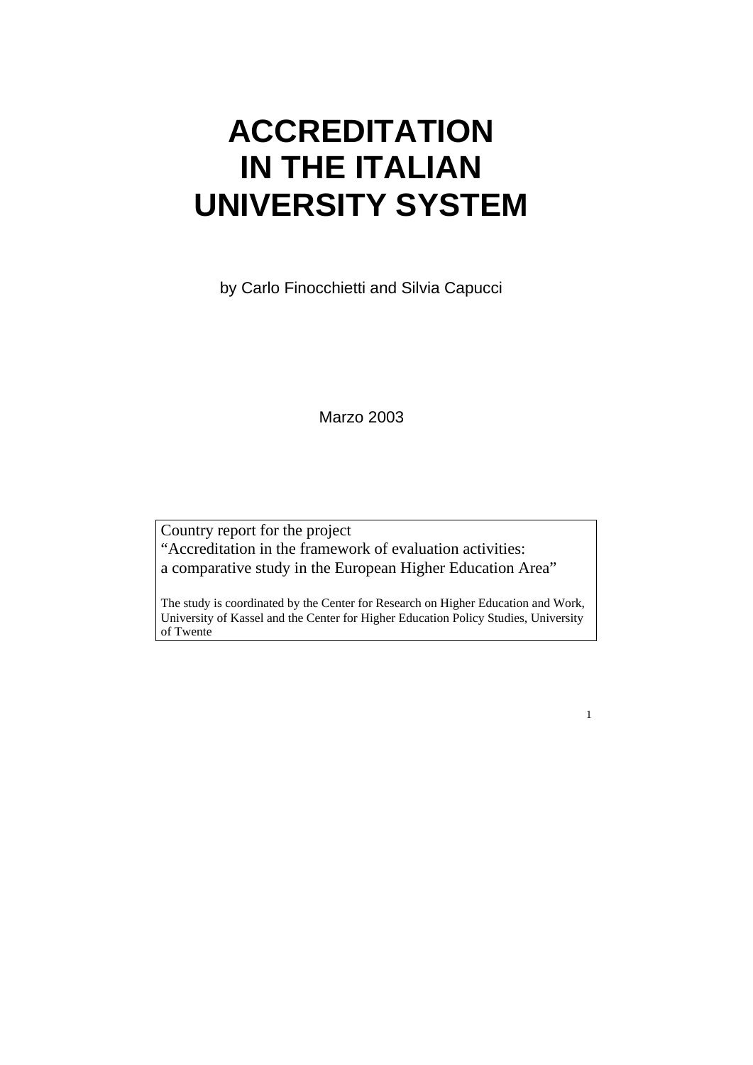# ACCREDITATION IN THE ITALIAN UNIVERSITY SYSTEM

by Carlo Finocchietti and Silvia Capucci

Marzo 2003

Country report for the project
"Accreditation in the framework of evaluation activities:
a comparative study in the European Higher Education Area"

The study is coordinated by the Center for Research on Higher Education and Work, University of Kassel and the Center for Higher Education Policy Studies, University of Twente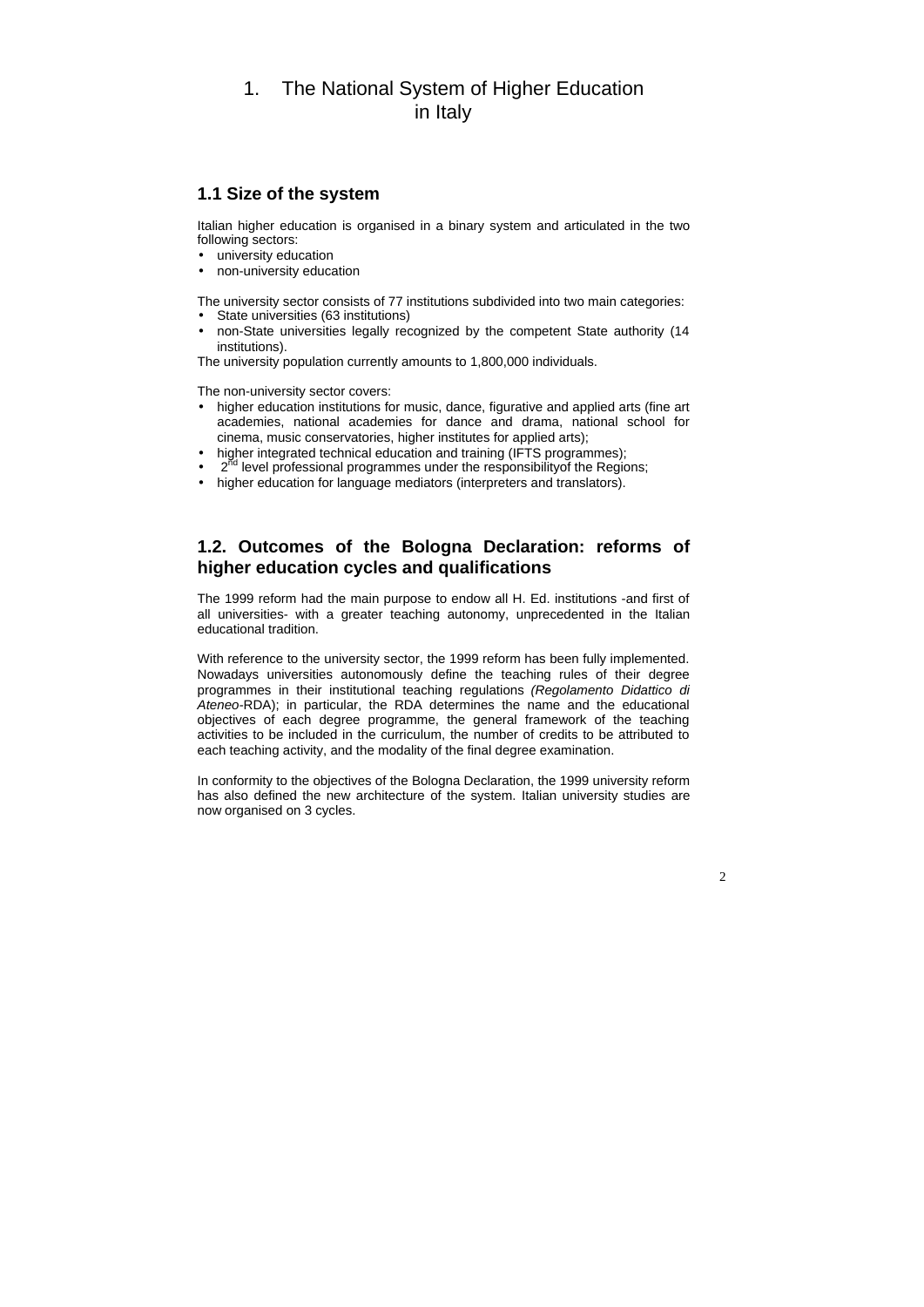# 1. The National System of Higher Education in Italy

## 1.1 Size of the system

Italian higher education is organised in a binary system and articulated in the two following sectors:

- university education
- non-university education

The university sector consists of 77 institutions subdivided into two main categories:

- State universities (63 institutions)
- non-State universities legally recognized by the competent State authority (14 institutions).

The university population currently amounts to 1,800,000 individuals.

The non-university sector covers:

- higher education institutions for music, dance, figurative and applied arts (fine art academies, national academies for dance and drama, national school for cinema, music conservatories, higher institutes for applied arts);
- higher integrated technical education and training (IFTS programmes);
- 2nd level professional programmes under the responsibilityof the Regions;
- higher education for language mediators (interpreters and translators).

## 1.2. Outcomes of the Bologna Declaration: reforms of higher education cycles and qualifications

The 1999 reform had the main purpose to endow all H. Ed. institutions -and first of all universities- with a greater teaching autonomy, unprecedented in the Italian educational tradition.

With reference to the university sector, the 1999 reform has been fully implemented. Nowadays universities autonomously define the teaching rules of their degree programmes in their institutional teaching regulations *(Regolamento Didattico di Ateneo*-RDA); in particular, the RDA determines the name and the educational objectives of each degree programme, the general framework of the teaching activities to be included in the curriculum, the number of credits to be attributed to each teaching activity, and the modality of the final degree examination.

In conformity to the objectives of the Bologna Declaration, the 1999 university reform has also defined the new architecture of the system. Italian university studies are now organised on 3 cycles.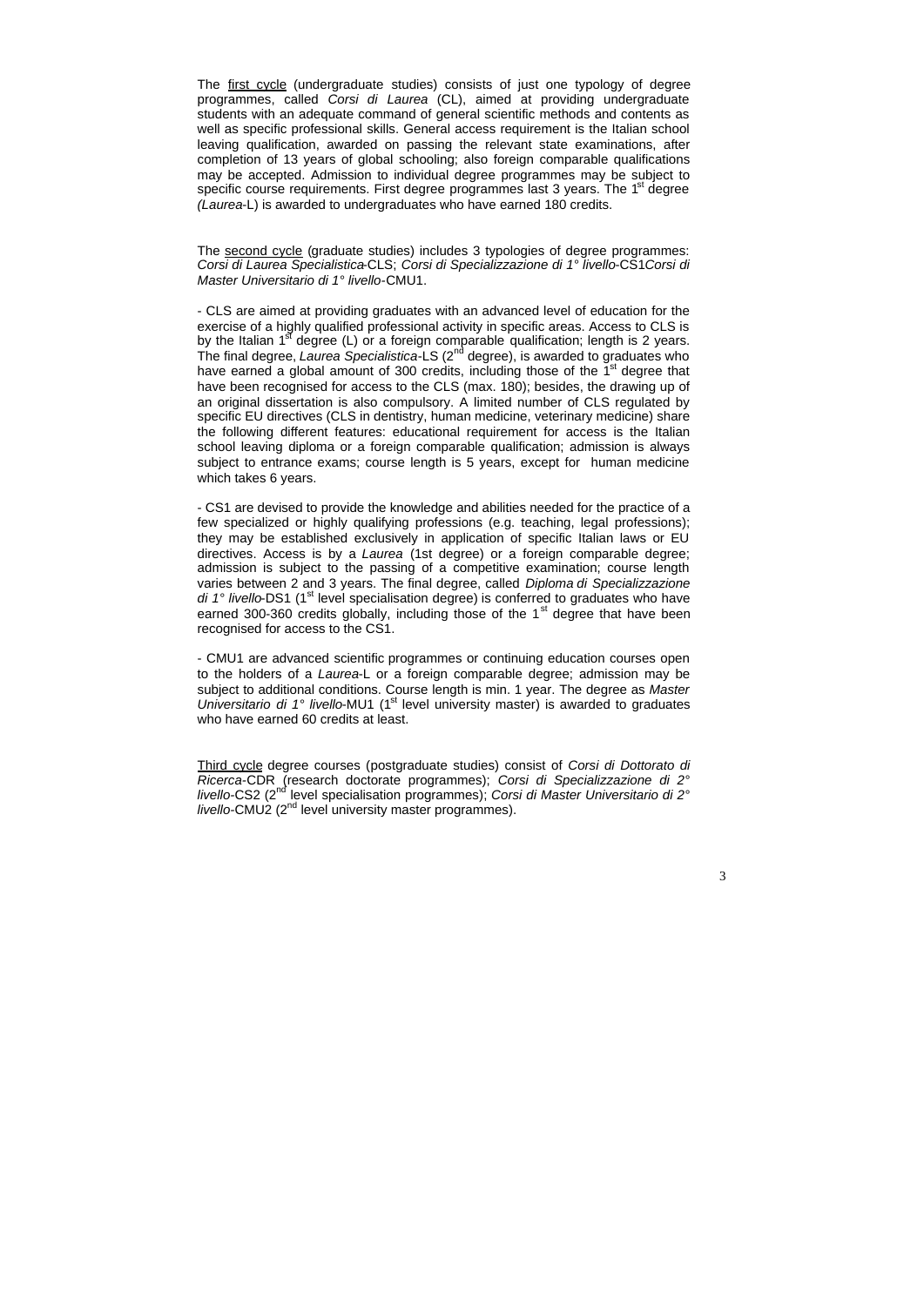The first cycle (undergraduate studies) consists of just one typology of degree programmes, called *Corsi di Laurea* (CL), aimed at providing undergraduate students with an adequate command of general scientific methods and contents as well as specific professional skills. General access requirement is the Italian school leaving qualification, awarded on passing the relevant state examinations, after completion of 13 years of global schooling; also foreign comparable qualifications may be accepted. Admission to individual degree programmes may be subject to specific course requirements. First degree programmes last 3 years. The 1st degree *(Laurea*-L) is awarded to undergraduates who have earned 180 credits.

The second cycle (graduate studies) includes 3 typologies of degree programmes: *Corsi di Laurea Specialistica*-CLS; *Corsi di Specializzazione di 1° livello*-CS1*Corsi di Master Universitario di 1° livello*-CMU1.

- CLS are aimed at providing graduates with an advanced level of education for the exercise of a highly qualified professional activity in specific areas. Access to CLS is by the Italian 1st degree (L) or a foreign comparable qualification; length is 2 years. The final degree, *Laurea Specialistica*-LS (2nd degree), is awarded to graduates who have earned a global amount of 300 credits, including those of the 1st degree that have been recognised for access to the CLS (max. 180); besides, the drawing up of an original dissertation is also compulsory. A limited number of CLS regulated by specific EU directives (CLS in dentistry, human medicine, veterinary medicine) share the following different features: educational requirement for access is the Italian school leaving diploma or a foreign comparable qualification; admission is always subject to entrance exams; course length is 5 years, except for human medicine which takes 6 years.

- CS1 are devised to provide the knowledge and abilities needed for the practice of a few specialized or highly qualifying professions (e.g. teaching, legal professions); they may be established exclusively in application of specific Italian laws or EU directives. Access is by a *Laurea* (1st degree) or a foreign comparable degree; admission is subject to the passing of a competitive examination; course length varies between 2 and 3 years. The final degree, called *Diploma di Specializzazione di 1° livello*-DS1 (1st level specialisation degree) is conferred to graduates who have earned 300-360 credits globally, including those of the 1st degree that have been recognised for access to the CS1.

- CMU1 are advanced scientific programmes or continuing education courses open to the holders of a *Laurea*-L or a foreign comparable degree; admission may be subject to additional conditions. Course length is min. 1 year. The degree as *Master Universitario di 1° livello*-MU1 (1st level university master) is awarded to graduates who have earned 60 credits at least.

Third cycle degree courses (postgraduate studies) consist of *Corsi di Dottorato di Ricerca*-CDR (research doctorate programmes); *Corsi di Specializzazione di 2° livello*-CS2 (2nd level specialisation programmes); *Corsi di Master Universitario di 2° livello*-CMU2 (2nd level university master programmes).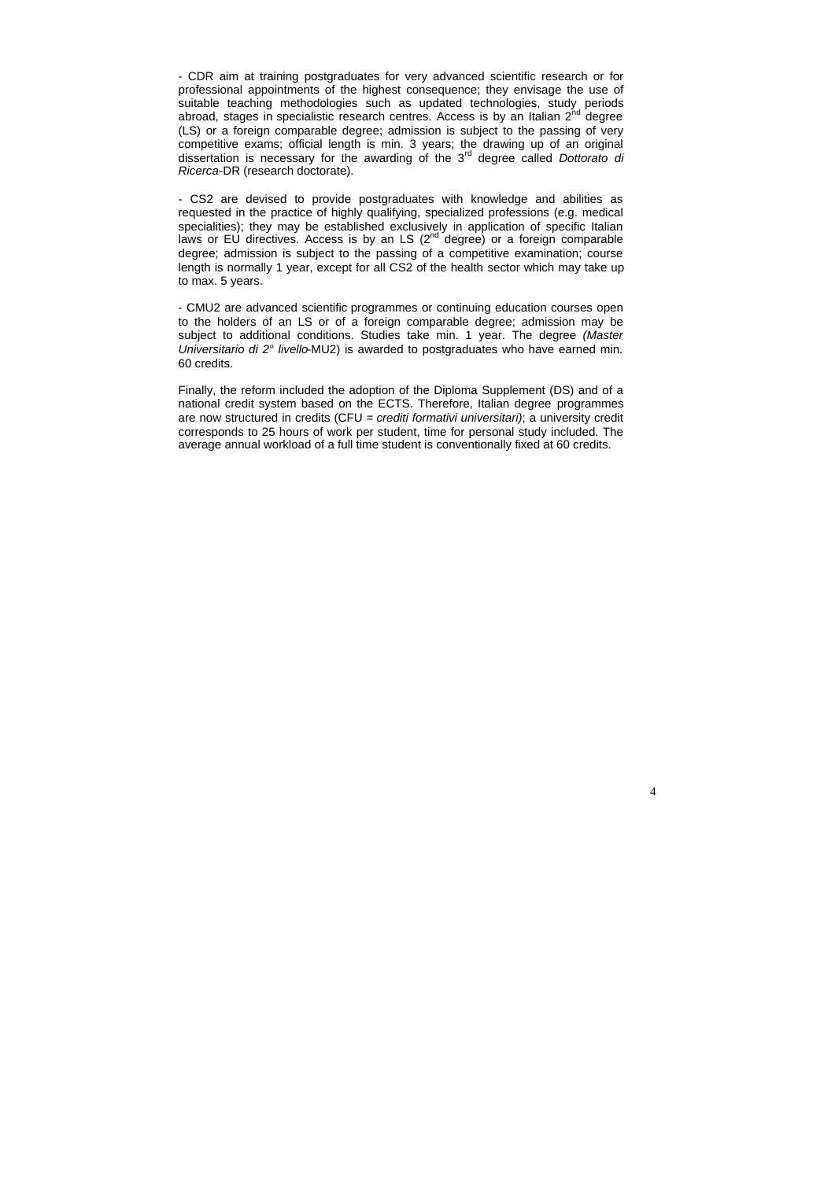- CDR aim at training postgraduates for very advanced scientific research or for professional appointments of the highest consequence; they envisage the use of suitable teaching methodologies such as updated technologies, study periods abroad, stages in specialistic research centres. Access is by an Italian 2nd degree (LS) or a foreign comparable degree; admission is subject to the passing of very competitive exams; official length is min. 3 years; the drawing up of an original dissertation is necessary for the awarding of the 3rd degree called *Dottorato di Ricerca*-DR (research doctorate).

- CS2 are devised to provide postgraduates with knowledge and abilities as requested in the practice of highly qualifying, specialized professions (e.g. medical specialities); they may be established exclusively in application of specific Italian laws or EU directives. Access is by an LS (2nd degree) or a foreign comparable degree; admission is subject to the passing of a competitive examination; course length is normally 1 year, except for all CS2 of the health sector which may take up to max. 5 years.

- CMU2 are advanced scientific programmes or continuing education courses open to the holders of an LS or of a foreign comparable degree; admission may be subject to additional conditions. Studies take min. 1 year. The degree *(Master Universitario di 2° livello*-MU2) is awarded to postgraduates who have earned min. 60 credits.

Finally, the reform included the adoption of the Diploma Supplement (DS) and of a national credit system based on the ECTS. Therefore, Italian degree programmes are now structured in credits (CFU = *crediti formativi universitari)*; a university credit corresponds to 25 hours of work per student, time for personal study included. The average annual workload of a full time student is conventionally fixed at 60 credits.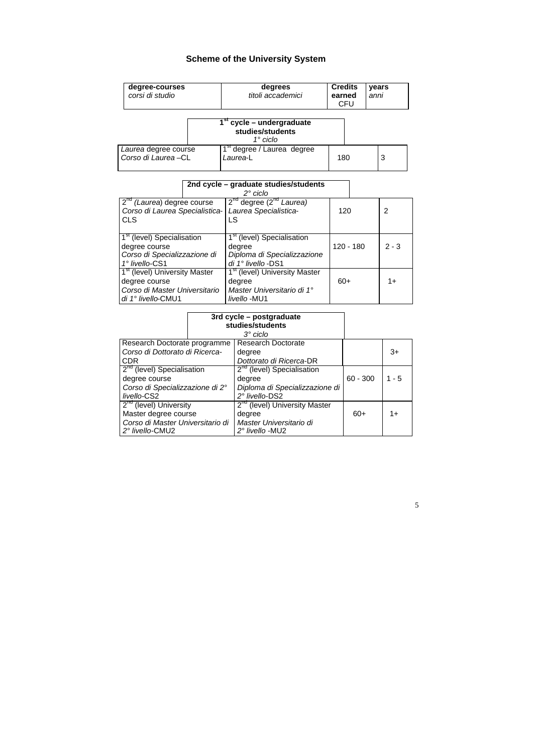## Scheme of the University System

| **degree-courses** *corsi di studio* | **degrees** *titoli accademici* | **Credits earned** CFU | **years** *anni* |
|---|---|---|---|
| **1st cycle – undergraduate studies/students** *1° ciclo* | | | |
| *Laurea* degree course *Corso di Laurea* –CL | 1st degree / Laurea degree *Laurea*-L | 180 | 3 |
| **2nd cycle – graduate studies/students** *2° ciclo* | | | |
| 2nd *(Laurea)* degree course *Corso di Laurea Specialistica*-CLS | 2nd degree (2nd *Laurea)* *Laurea Specialistica*-LS | 120 | 2 |
| 1st (level) Specialisation degree course *Corso di Specializzazione di 1° livello*-CS1 | 1st (level) Specialisation degree *Diploma di Specializzazione di 1° livello* -DS1 | 120 - 180 | 2 - 3 |
| 1st (level) University Master degree course *Corso di Master Universitario di 1° livello*-CMU1 | 1st (level) University Master degree *Master Universitario di 1° livello* -MU1 | 60+ | 1+ |
| **3rd cycle – postgraduate studies/students** *3° ciclo* | | | |
| Research Doctorate programme *Corso di Dottorato di Ricerca*-CDR | Research Doctorate degree *Dottorato di Ricerca*-DR | | 3+ |
| 2nd (level) Specialisation degree course *Corso di Specializzazione di 2° livello*-CS2 | 2nd (level) Specialisation degree *Diploma di Specializzazione di 2° livello*-DS2 | 60 - 300 | 1 - 5 |
| 2nd (level) University Master degree course *Corso di Master Universitario di 2° livello*-CMU2 | 2nd (level) University Master degree *Master Universitario di 2° livello* -MU2 | 60+ | 1+ |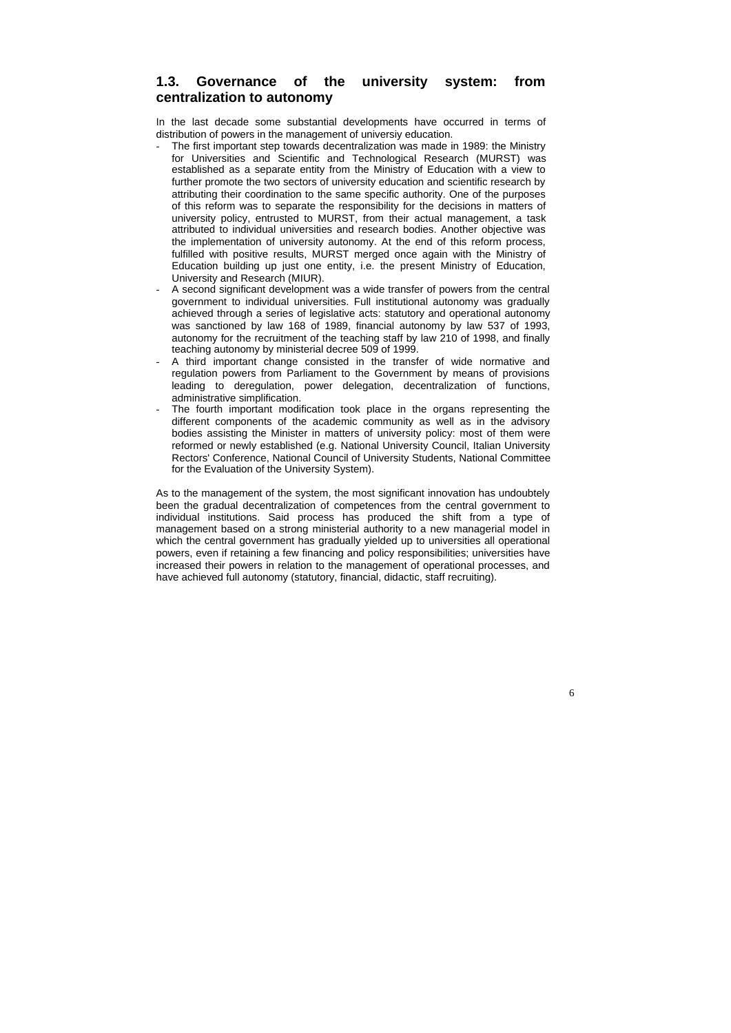## 1.3. Governance of the university system: from centralization to autonomy

In the last decade some substantial developments have occurred in terms of distribution of powers in the management of universiy education.

- The first important step towards decentralization was made in 1989: the Ministry for Universities and Scientific and Technological Research (MURST) was established as a separate entity from the Ministry of Education with a view to further promote the two sectors of university education and scientific research by attributing their coordination to the same specific authority. One of the purposes of this reform was to separate the responsibility for the decisions in matters of university policy, entrusted to MURST, from their actual management, a task attributed to individual universities and research bodies. Another objective was the implementation of university autonomy. At the end of this reform process, fulfilled with positive results, MURST merged once again with the Ministry of Education building up just one entity, i.e. the present Ministry of Education, University and Research (MIUR).
- A second significant development was a wide transfer of powers from the central government to individual universities. Full institutional autonomy was gradually achieved through a series of legislative acts: statutory and operational autonomy was sanctioned by law 168 of 1989, financial autonomy by law 537 of 1993, autonomy for the recruitment of the teaching staff by law 210 of 1998, and finally teaching autonomy by ministerial decree 509 of 1999.
- A third important change consisted in the transfer of wide normative and regulation powers from Parliament to the Government by means of provisions leading to deregulation, power delegation, decentralization of functions, administrative simplification.
- The fourth important modification took place in the organs representing the different components of the academic community as well as in the advisory bodies assisting the Minister in matters of university policy: most of them were reformed or newly established (e.g. National University Council, Italian University Rectors' Conference, National Council of University Students, National Committee for the Evaluation of the University System).

As to the management of the system, the most significant innovation has undoubtely been the gradual decentralization of competences from the central government to individual institutions. Said process has produced the shift from a type of management based on a strong ministerial authority to a new managerial model in which the central government has gradually yielded up to universities all operational powers, even if retaining a few financing and policy responsibilities; universities have increased their powers in relation to the management of operational processes, and have achieved full autonomy (statutory, financial, didactic, staff recruiting).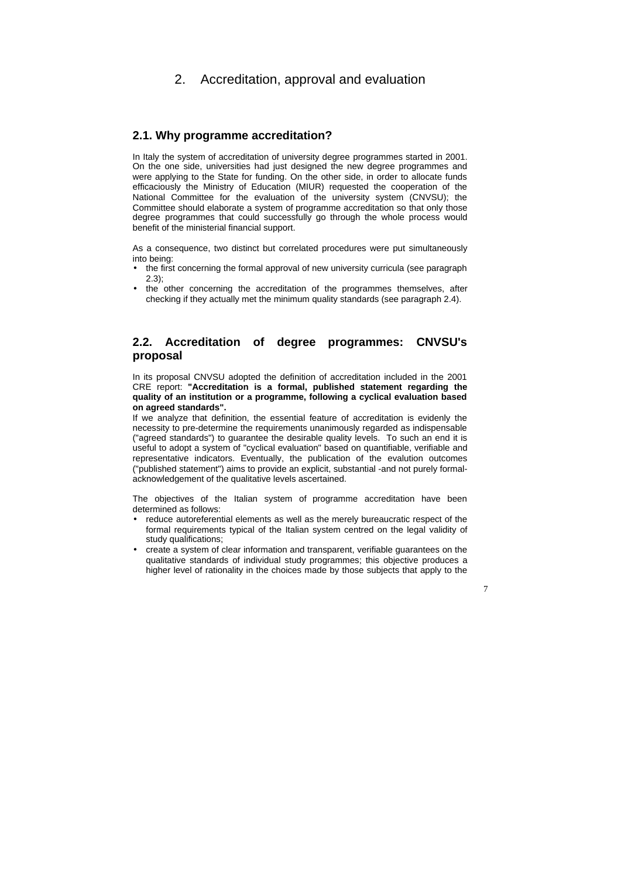# 2. Accreditation, approval and evaluation

## 2.1. Why programme accreditation?

In Italy the system of accreditation of university degree programmes started in 2001. On the one side, universities had just designed the new degree programmes and were applying to the State for funding. On the other side, in order to allocate funds efficaciously the Ministry of Education (MIUR) requested the cooperation of the National Committee for the evaluation of the university system (CNVSU); the Committee should elaborate a system of programme accreditation so that only those degree programmes that could successfully go through the whole process would benefit of the ministerial financial support.

As a consequence, two distinct but correlated procedures were put simultaneously into being:

- the first concerning the formal approval of new university curricula (see paragraph 2.3);
- the other concerning the accreditation of the programmes themselves, after checking if they actually met the minimum quality standards (see paragraph 2.4).

## 2.2. Accreditation of degree programmes: CNVSU's proposal

In its proposal CNVSU adopted the definition of accreditation included in the 2001 CRE report: **"Accreditation is a formal, published statement regarding the quality of an institution or a programme, following a cyclical evaluation based on agreed standards".**

If we analyze that definition, the essential feature of accreditation is evidenly the necessity to pre-determine the requirements unanimously regarded as indispensable ("agreed standards") to guarantee the desirable quality levels. To such an end it is useful to adopt a system of "cyclical evaluation" based on quantifiable, verifiable and representative indicators. Eventually, the publication of the evalution outcomes ("published statement") aims to provide an explicit, substantial -and not purely formal- acknowledgement of the qualitative levels ascertained.

The objectives of the Italian system of programme accreditation have been determined as follows:

- reduce autoreferential elements as well as the merely bureaucratic respect of the formal requirements typical of the Italian system centred on the legal validity of study qualifications;
- create a system of clear information and transparent, verifiable guarantees on the qualitative standards of individual study programmes; this objective produces a higher level of rationality in the choices made by those subjects that apply to the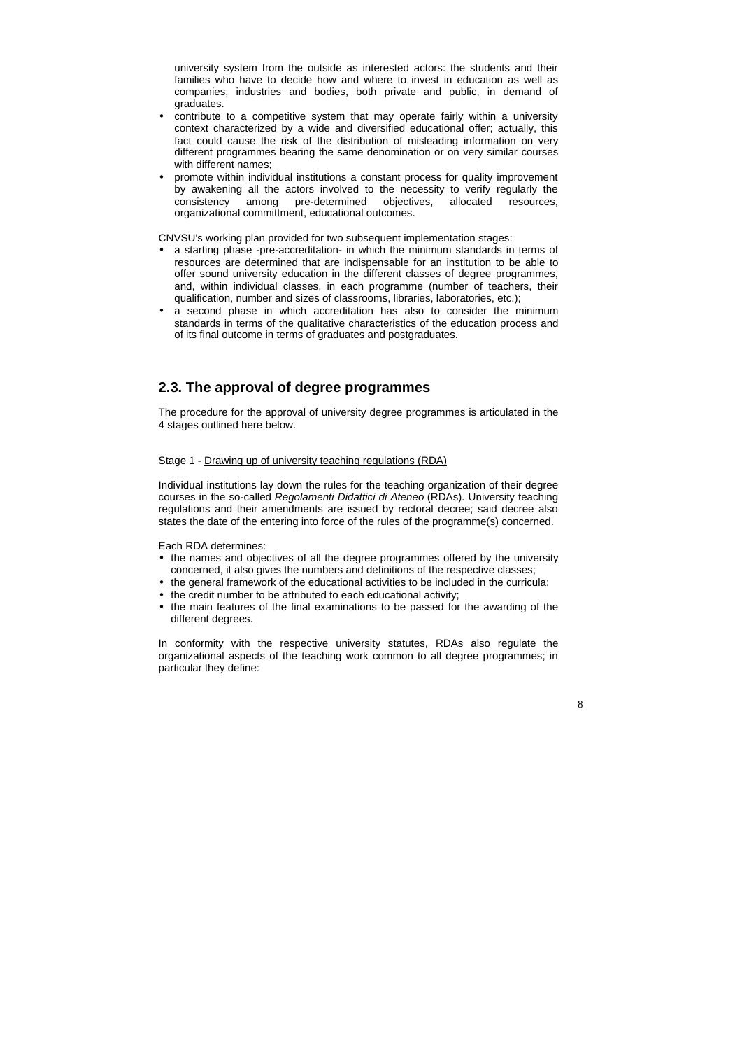university system from the outside as interested actors: the students and their families who have to decide how and where to invest in education as well as companies, industries and bodies, both private and public, in demand of graduates.

- contribute to a competitive system that may operate fairly within a university context characterized by a wide and diversified educational offer; actually, this fact could cause the risk of the distribution of misleading information on very different programmes bearing the same denomination or on very similar courses with different names;
- promote within individual institutions a constant process for quality improvement by awakening all the actors involved to the necessity to verify regularly the consistency among pre-determined objectives, allocated resources, organizational committment, educational outcomes.

CNVSU's working plan provided for two subsequent implementation stages:

- a starting phase -pre-accreditation- in which the minimum standards in terms of resources are determined that are indispensable for an institution to be able to offer sound university education in the different classes of degree programmes, and, within individual classes, in each programme (number of teachers, their qualification, number and sizes of classrooms, libraries, laboratories, etc.);
- a second phase in which accreditation has also to consider the minimum standards in terms of the qualitative characteristics of the education process and of its final outcome in terms of graduates and postgraduates.

## 2.3. The approval of degree programmes

The procedure for the approval of university degree programmes is articulated in the 4 stages outlined here below.

Stage 1 - <u>Drawing up of university teaching regulations (RDA)</u>

Individual institutions lay down the rules for the teaching organization of their degree courses in the so-called *Regolamenti Didattici di Ateneo* (RDAs). University teaching regulations and their amendments are issued by rectoral decree; said decree also states the date of the entering into force of the rules of the programme(s) concerned.

Each RDA determines:

- the names and objectives of all the degree programmes offered by the university concerned, it also gives the numbers and definitions of the respective classes;
- the general framework of the educational activities to be included in the curricula;
- the credit number to be attributed to each educational activity;
- the main features of the final examinations to be passed for the awarding of the different degrees.

In conformity with the respective university statutes, RDAs also regulate the organizational aspects of the teaching work common to all degree programmes; in particular they define: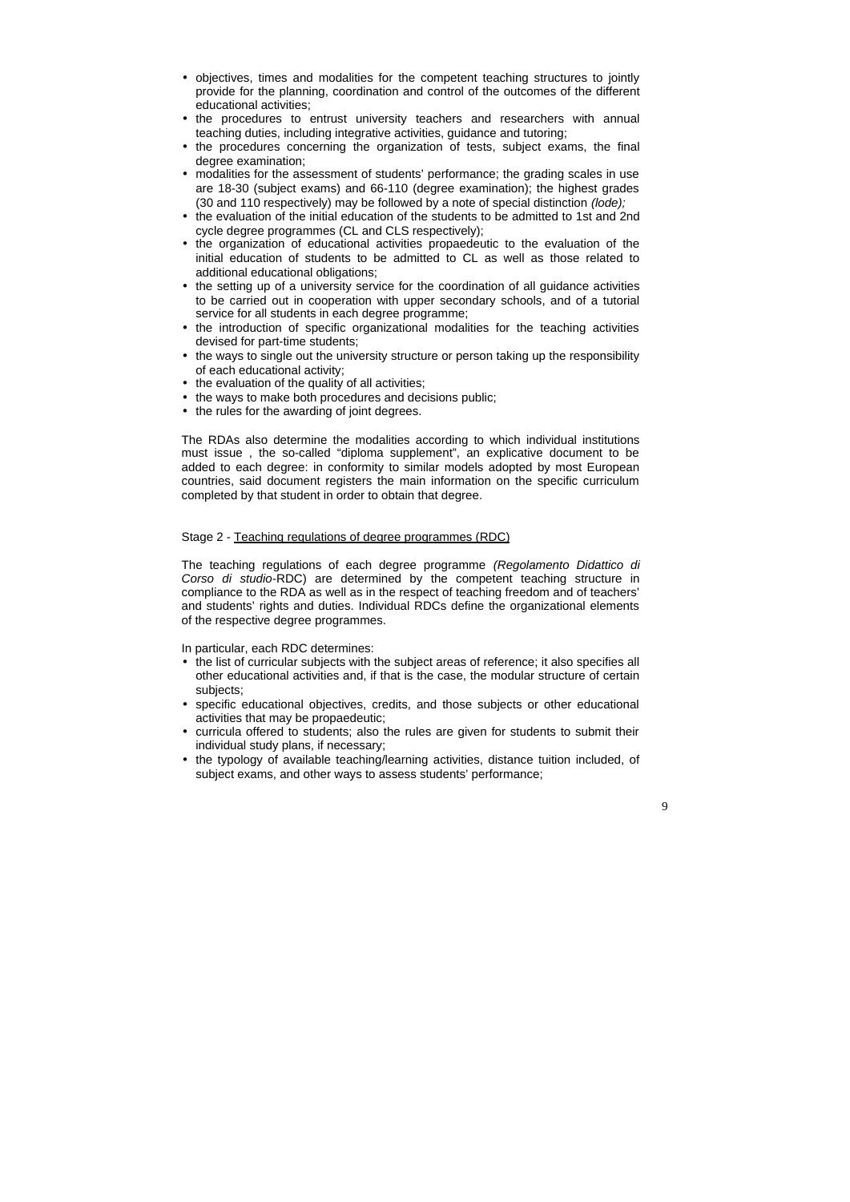- objectives, times and modalities for the competent teaching structures to jointly provide for the planning, coordination and control of the outcomes of the different educational activities;
- the procedures to entrust university teachers and researchers with annual teaching duties, including integrative activities, guidance and tutoring;
- the procedures concerning the organization of tests, subject exams, the final degree examination;
- modalities for the assessment of students' performance; the grading scales in use are 18-30 (subject exams) and 66-110 (degree examination); the highest grades (30 and 110 respectively) may be followed by a note of special distinction *(lode);*
- the evaluation of the initial education of the students to be admitted to 1st and 2nd cycle degree programmes (CL and CLS respectively);
- the organization of educational activities propaedeutic to the evaluation of the initial education of students to be admitted to CL as well as those related to additional educational obligations;
- the setting up of a university service for the coordination of all guidance activities to be carried out in cooperation with upper secondary schools, and of a tutorial service for all students in each degree programme;
- the introduction of specific organizational modalities for the teaching activities devised for part-time students;
- the ways to single out the university structure or person taking up the responsibility of each educational activity;
- the evaluation of the quality of all activities;
- the ways to make both procedures and decisions public;
- the rules for the awarding of joint degrees.

The RDAs also determine the modalities according to which individual institutions must issue , the so-called "diploma supplement", an explicative document to be added to each degree: in conformity to similar models adopted by most European countries, said document registers the main information on the specific curriculum completed by that student in order to obtain that degree.

Stage 2 - <u>Teaching regulations of degree programmes (RDC)</u>

The teaching regulations of each degree programme *(Regolamento Didattico di Corso di studio*-RDC) are determined by the competent teaching structure in compliance to the RDA as well as in the respect of teaching freedom and of teachers' and students' rights and duties. Individual RDCs define the organizational elements of the respective degree programmes.

In particular, each RDC determines:

- the list of curricular subjects with the subject areas of reference; it also specifies all other educational activities and, if that is the case, the modular structure of certain subjects;
- specific educational objectives, credits, and those subjects or other educational activities that may be propaedeutic;
- curricula offered to students; also the rules are given for students to submit their individual study plans, if necessary;
- the typology of available teaching/learning activities, distance tuition included, of subject exams, and other ways to assess students' performance;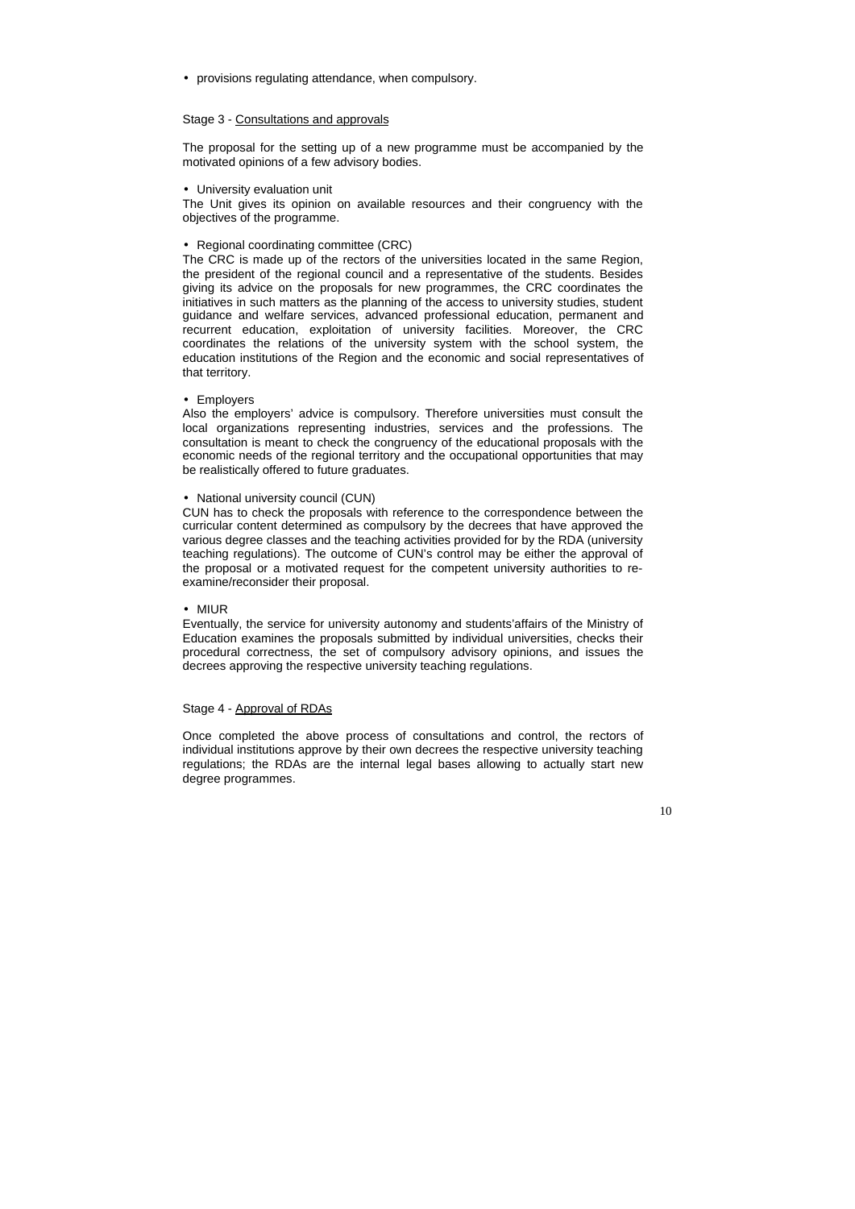- provisions regulating attendance, when compulsory.

Stage 3 - Consultations and approvals

The proposal for the setting up of a new programme must be accompanied by the motivated opinions of a few advisory bodies.

- University evaluation unit

The Unit gives its opinion on available resources and their congruency with the objectives of the programme.

- Regional coordinating committee (CRC)

The CRC is made up of the rectors of the universities located in the same Region, the president of the regional council and a representative of the students. Besides giving its advice on the proposals for new programmes, the CRC coordinates the initiatives in such matters as the planning of the access to university studies, student guidance and welfare services, advanced professional education, permanent and recurrent education, exploitation of university facilities. Moreover, the CRC coordinates the relations of the university system with the school system, the education institutions of the Region and the economic and social representatives of that territory.

- Employers

Also the employers' advice is compulsory. Therefore universities must consult the local organizations representing industries, services and the professions. The consultation is meant to check the congruency of the educational proposals with the economic needs of the regional territory and the occupational opportunities that may be realistically offered to future graduates.

- National university council (CUN)

CUN has to check the proposals with reference to the correspondence between the curricular content determined as compulsory by the decrees that have approved the various degree classes and the teaching activities provided for by the RDA (university teaching regulations). The outcome of CUN's control may be either the approval of the proposal or a motivated request for the competent university authorities to re-examine/reconsider their proposal.

- MIUR

Eventually, the service for university autonomy and students'affairs of the Ministry of Education examines the proposals submitted by individual universities, checks their procedural correctness, the set of compulsory advisory opinions, and issues the decrees approving the respective university teaching regulations.

Stage 4 - Approval of RDAs

Once completed the above process of consultations and control, the rectors of individual institutions approve by their own decrees the respective university teaching regulations; the RDAs are the internal legal bases allowing to actually start new degree programmes.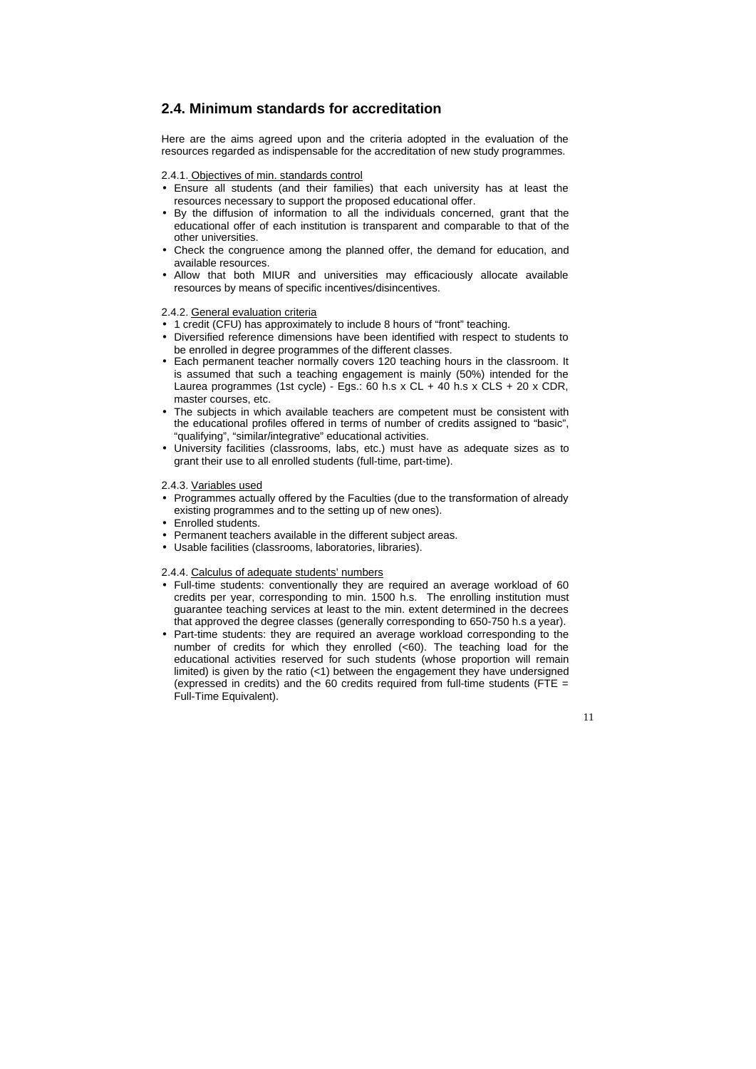## 2.4. Minimum standards for accreditation

Here are the aims agreed upon and the criteria adopted in the evaluation of the resources regarded as indispensable for the accreditation of new study programmes.

2.4.1. Objectives of min. standards control

- Ensure all students (and their families) that each university has at least the resources necessary to support the proposed educational offer.
- By the diffusion of information to all the individuals concerned, grant that the educational offer of each institution is transparent and comparable to that of the other universities.
- Check the congruence among the planned offer, the demand for education, and available resources.
- Allow that both MIUR and universities may efficaciously allocate available resources by means of specific incentives/disincentives.

2.4.2. General evaluation criteria

- 1 credit (CFU) has approximately to include 8 hours of "front" teaching.
- Diversified reference dimensions have been identified with respect to students to be enrolled in degree programmes of the different classes.
- Each permanent teacher normally covers 120 teaching hours in the classroom. It is assumed that such a teaching engagement is mainly (50%) intended for the Laurea programmes (1st cycle) - Egs.: 60 h.s x CL + 40 h.s x CLS + 20 x CDR, master courses, etc.
- The subjects in which available teachers are competent must be consistent with the educational profiles offered in terms of number of credits assigned to "basic", "qualifying", "similar/integrative" educational activities.
- University facilities (classrooms, labs, etc.) must have as adequate sizes as to grant their use to all enrolled students (full-time, part-time).

2.4.3. Variables used

- Programmes actually offered by the Faculties (due to the transformation of already existing programmes and to the setting up of new ones).
- Enrolled students.
- Permanent teachers available in the different subject areas.
- Usable facilities (classrooms, laboratories, libraries).

2.4.4. Calculus of adequate students' numbers

- Full-time students: conventionally they are required an average workload of 60 credits per year, corresponding to min. 1500 h.s. The enrolling institution must guarantee teaching services at least to the min. extent determined in the decrees that approved the degree classes (generally corresponding to 650-750 h.s a year).
- Part-time students: they are required an average workload corresponding to the number of credits for which they enrolled (<60). The teaching load for the educational activities reserved for such students (whose proportion will remain limited) is given by the ratio (<1) between the engagement they have undersigned (expressed in credits) and the 60 credits required from full-time students (FTE = Full-Time Equivalent).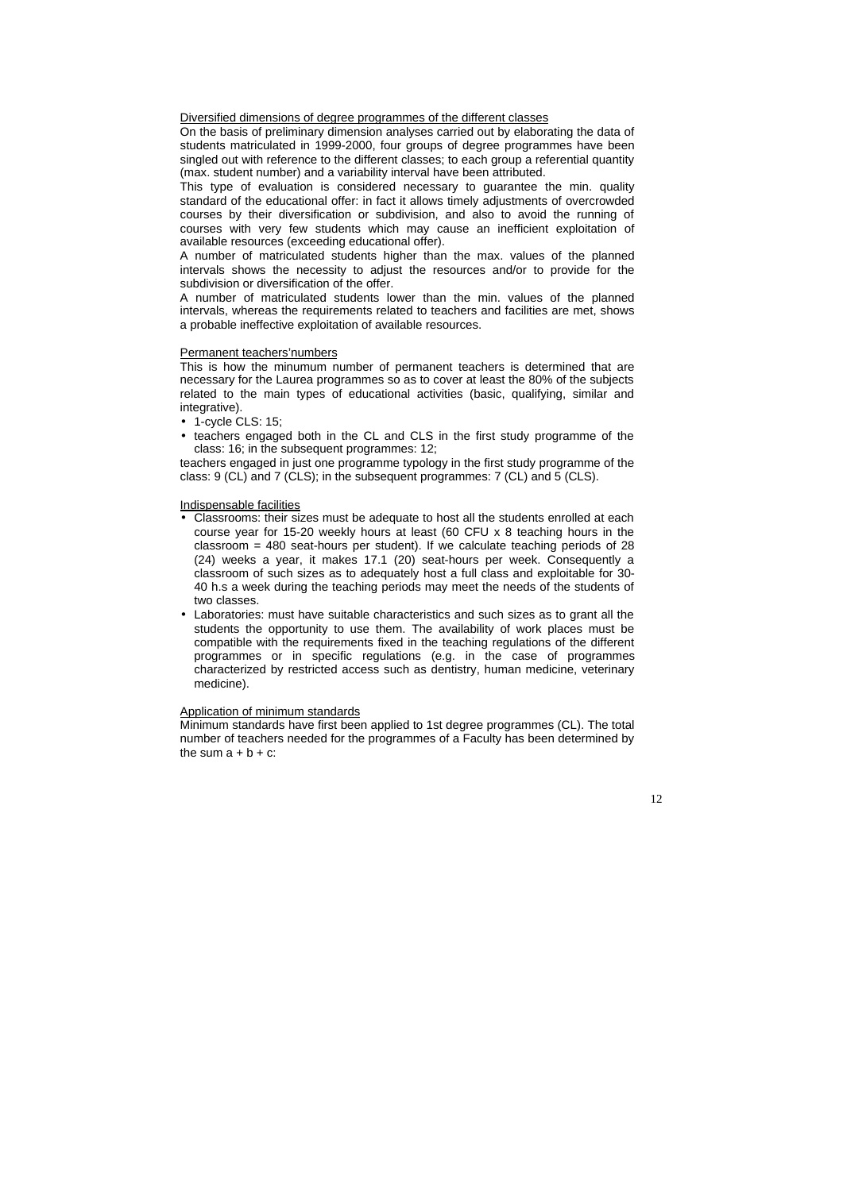Diversified dimensions of degree programmes of the different classes

On the basis of preliminary dimension analyses carried out by elaborating the data of students matriculated in 1999-2000, four groups of degree programmes have been singled out with reference to the different classes; to each group a referential quantity (max. student number) and a variability interval have been attributed.

This type of evaluation is considered necessary to guarantee the min. quality standard of the educational offer: in fact it allows timely adjustments of overcrowded courses by their diversification or subdivision, and also to avoid the running of courses with very few students which may cause an inefficient exploitation of available resources (exceeding educational offer).

A number of matriculated students higher than the max. values of the planned intervals shows the necessity to adjust the resources and/or to provide for the subdivision or diversification of the offer.

A number of matriculated students lower than the min. values of the planned intervals, whereas the requirements related to teachers and facilities are met, shows a probable ineffective exploitation of available resources.

Permanent teachers'numbers

This is how the minumum number of permanent teachers is determined that are necessary for the Laurea programmes so as to cover at least the 80% of the subjects related to the main types of educational activities (basic, qualifying, similar and integrative).

- 1-cycle CLS: 15;
- teachers engaged both in the CL and CLS in the first study programme of the class: 16; in the subsequent programmes: 12;

teachers engaged in just one programme typology in the first study programme of the class: 9 (CL) and 7 (CLS); in the subsequent programmes: 7 (CL) and 5 (CLS).

Indispensable facilities

- Classrooms: their sizes must be adequate to host all the students enrolled at each course year for 15-20 weekly hours at least (60 CFU x 8 teaching hours in the classroom = 480 seat-hours per student). If we calculate teaching periods of 28 (24) weeks a year, it makes 17.1 (20) seat-hours per week. Consequently a classroom of such sizes as to adequately host a full class and exploitable for 30-40 h.s a week during the teaching periods may meet the needs of the students of two classes.
- Laboratories: must have suitable characteristics and such sizes as to grant all the students the opportunity to use them. The availability of work places must be compatible with the requirements fixed in the teaching regulations of the different programmes or in specific regulations (e.g. in the case of programmes characterized by restricted access such as dentistry, human medicine, veterinary medicine).

Application of minimum standards

Minimum standards have first been applied to 1st degree programmes (CL). The total number of teachers needed for the programmes of a Faculty has been determined by the sum $a + b + c$: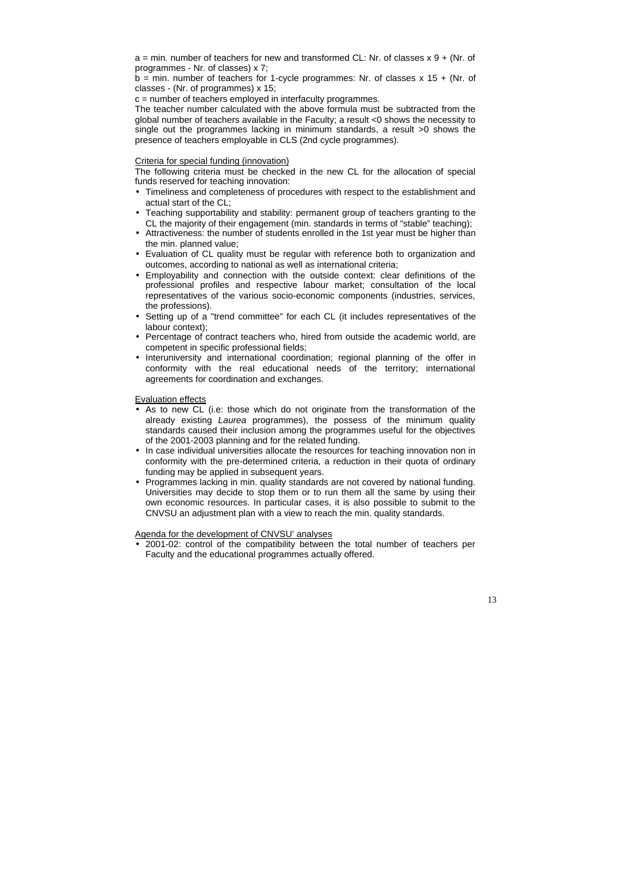a = min. number of teachers for new and transformed CL: Nr. of classes x 9 + (Nr. of programmes - Nr. of classes) x 7;

b = min. number of teachers for 1-cycle programmes: Nr. of classes x 15 + (Nr. of classes - (Nr. of programmes) x 15;

c = number of teachers employed in interfaculty programmes.

The teacher number calculated with the above formula must be subtracted from the global number of teachers available in the Faculty; a result <0 shows the necessity to single out the programmes lacking in minimum standards, a result >0 shows the presence of teachers employable in CLS (2nd cycle programmes).

Criteria for special funding (innovation)

The following criteria must be checked in the new CL for the allocation of special funds reserved for teaching innovation:

- Timeliness and completeness of procedures with respect to the establishment and actual start of the CL;
- Teaching supportability and stability: permanent group of teachers granting to the CL the majority of their engagement (min. standards in terms of "stable" teaching);
- Attractiveness: the number of students enrolled in the 1st year must be higher than the min. planned value;
- Evaluation of CL quality must be regular with reference both to organization and outcomes, according to national as well as international criteria;
- Employability and connection with the outside context: clear definitions of the professional profiles and respective labour market; consultation of the local representatives of the various socio-economic components (industries, services, the professions).
- Setting up of a "trend committee" for each CL (it includes representatives of the labour context);
- Percentage of contract teachers who, hired from outside the academic world, are competent in specific professional fields;
- Interuniversity and international coordination; regional planning of the offer in conformity with the real educational needs of the territory; international agreements for coordination and exchanges.

Evaluation effects

- As to new CL (i.e: those which do not originate from the transformation of the already existing *Laurea* programmes), the possess of the minimum quality standards caused their inclusion among the programmes useful for the objectives of the 2001-2003 planning and for the related funding.
- In case individual universities allocate the resources for teaching innovation non in conformity with the pre-determined criteria, a reduction in their quota of ordinary funding may be applied in subsequent years.
- Programmes lacking in min. quality standards are not covered by national funding. Universities may decide to stop them or to run them all the same by using their own economic resources. In particular cases, it is also possible to submit to the CNVSU an adjustment plan with a view to reach the min. quality standards.

Agenda for the development of CNVSU' analyses

- 2001-02: control of the compatibility between the total number of teachers per Faculty and the educational programmes actually offered.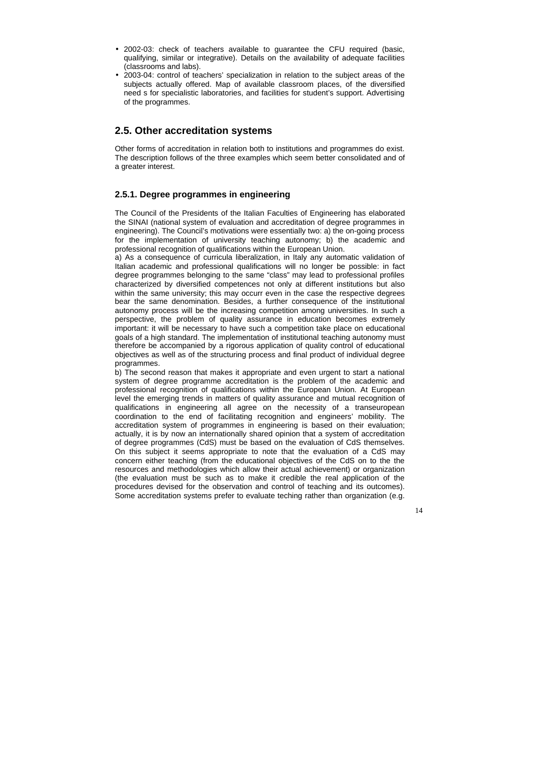- 2002-03: check of teachers available to guarantee the CFU required (basic, qualifying, similar or integrative). Details on the availability of adequate facilities (classrooms and labs).
- 2003-04: control of teachers' specialization in relation to the subject areas of the subjects actually offered. Map of available classroom places, of the diversified need s for specialistic laboratories, and facilities for student's support. Advertising of the programmes.

## 2.5. Other accreditation systems

Other forms of accreditation in relation both to institutions and programmes do exist. The description follows of the three examples which seem better consolidated and of a greater interest.

### 2.5.1. Degree programmes in engineering

The Council of the Presidents of the Italian Faculties of Engineering has elaborated the SINAI (national system of evaluation and accreditation of degree programmes in engineering). The Council's motivations were essentially two: a) the on-going process for the implementation of university teaching autonomy; b) the academic and professional recognition of qualifications within the European Union.

a) As a consequence of curricula liberalization, in Italy any automatic validation of Italian academic and professional qualifications will no longer be possible: in fact degree programmes belonging to the same "class" may lead to professional profiles characterized by diversified competences not only at different institutions but also within the same university; this may occurr even in the case the respective degrees bear the same denomination. Besides, a further consequence of the institutional autonomy process will be the increasing competition among universities. In such a perspective, the problem of quality assurance in education becomes extremely important: it will be necessary to have such a competition take place on educational goals of a high standard. The implementation of institutional teaching autonomy must therefore be accompanied by a rigorous application of quality control of educational objectives as well as of the structuring process and final product of individual degree programmes.

b) The second reason that makes it appropriate and even urgent to start a national system of degree programme accreditation is the problem of the academic and professional recognition of qualifications within the European Union. At European level the emerging trends in matters of quality assurance and mutual recognition of qualifications in engineering all agree on the necessity of a transeuropean coordination to the end of facilitating recognition and engineers' mobility. The accreditation system of programmes in engineering is based on their evaluation; actually, it is by now an internationally shared opinion that a system of accreditation of degree programmes (CdS) must be based on the evaluation of CdS themselves. On this subject it seems appropriate to note that the evaluation of a CdS may concern either teaching (from the educational objectives of the CdS on to the the resources and methodologies which allow their actual achievement) or organization (the evaluation must be such as to make it credible the real application of the procedures devised for the observation and control of teaching and its outcomes). Some accreditation systems prefer to evaluate teching rather than organization (e.g.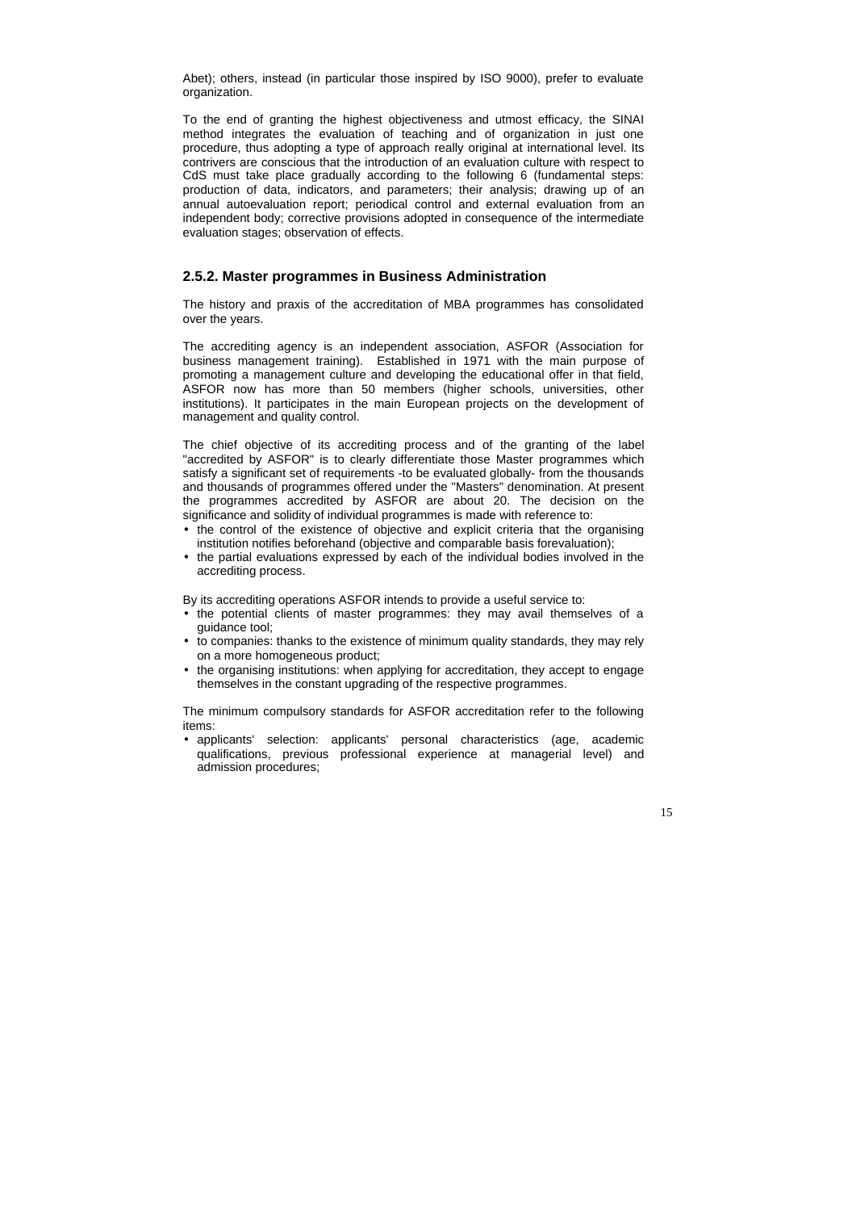Abet); others, instead (in particular those inspired by ISO 9000), prefer to evaluate organization.

To the end of granting the highest objectiveness and utmost efficacy, the SINAI method integrates the evaluation of teaching and of organization in just one procedure, thus adopting a type of approach really original at international level. Its contrivers are conscious that the introduction of an evaluation culture with respect to CdS must take place gradually according to the following 6 (fundamental steps: production of data, indicators, and parameters; their analysis; drawing up of an annual autoevaluation report; periodical control and external evaluation from an independent body; corrective provisions adopted in consequence of the intermediate evaluation stages; observation of effects.

### 2.5.2. Master programmes in Business Administration

The history and praxis of the accreditation of MBA programmes has consolidated over the years.

The accrediting agency is an independent association, ASFOR (Association for business management training). Established in 1971 with the main purpose of promoting a management culture and developing the educational offer in that field, ASFOR now has more than 50 members (higher schools, universities, other institutions). It participates in the main European projects on the development of management and quality control.

The chief objective of its accrediting process and of the granting of the label "accredited by ASFOR" is to clearly differentiate those Master programmes which satisfy a significant set of requirements -to be evaluated globally- from the thousands and thousands of programmes offered under the "Masters" denomination. At present the programmes accredited by ASFOR are about 20. The decision on the significance and solidity of individual programmes is made with reference to:

- the control of the existence of objective and explicit criteria that the organising institution notifies beforehand (objective and comparable basis forevaluation);
- the partial evaluations expressed by each of the individual bodies involved in the accrediting process.

By its accrediting operations ASFOR intends to provide a useful service to:

- the potential clients of master programmes: they may avail themselves of a guidance tool;
- to companies: thanks to the existence of minimum quality standards, they may rely on a more homogeneous product;
- the organising institutions: when applying for accreditation, they accept to engage themselves in the constant upgrading of the respective programmes.

The minimum compulsory standards for ASFOR accreditation refer to the following items:

- applicants' selection: applicants' personal characteristics (age, academic qualifications, previous professional experience at managerial level) and admission procedures;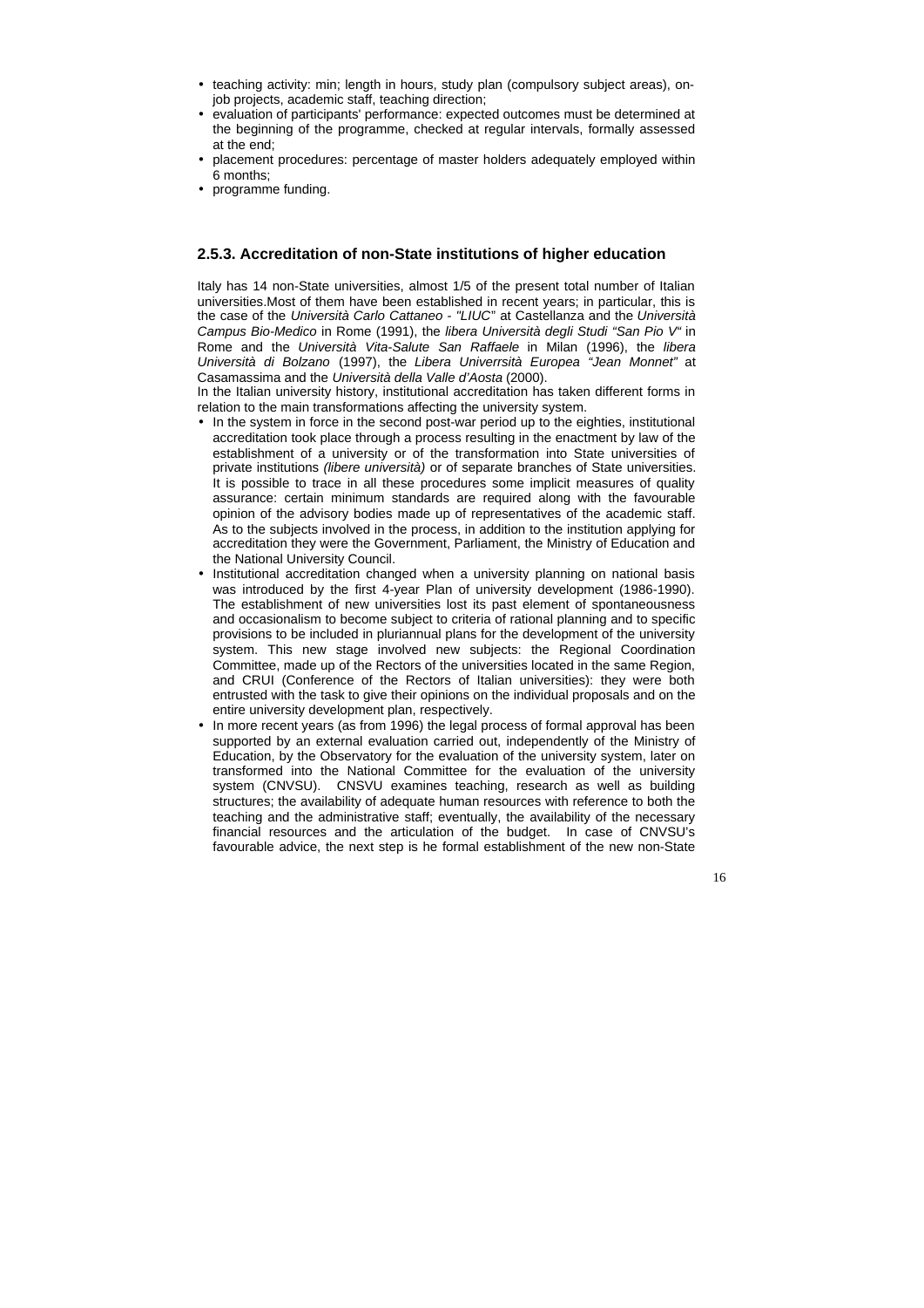- teaching activity: min; length in hours, study plan (compulsory subject areas), on-job projects, academic staff, teaching direction;
- evaluation of participants' performance: expected outcomes must be determined at the beginning of the programme, checked at regular intervals, formally assessed at the end;
- placement procedures: percentage of master holders adequately employed within 6 months;
- programme funding.

### 2.5.3. Accreditation of non-State institutions of higher education

Italy has 14 non-State universities, almost 1/5 of the present total number of Italian universities.Most of them have been established in recent years; in particular, this is the case of the *Università Carlo Cattaneo - "LIUC"* at Castellanza and the *Università Campus Bio-Medico* in Rome (1991), the *libera Università degli Studi "San Pio V"* in Rome and the *Università Vita-Salute San Raffaele* in Milan (1996), the *libera Università di Bolzano* (1997), the *Libera Univerrsità Europea "Jean Monnet"* at Casamassima and the *Università della Valle d'Aosta* (2000).

In the Italian university history, institutional accreditation has taken different forms in relation to the main transformations affecting the university system.

- In the system in force in the second post-war period up to the eighties, institutional accreditation took place through a process resulting in the enactment by law of the establishment of a university or of the transformation into State universities of private institutions *(libere università)* or of separate branches of State universities. It is possible to trace in all these procedures some implicit measures of quality assurance: certain minimum standards are required along with the favourable opinion of the advisory bodies made up of representatives of the academic staff. As to the subjects involved in the process, in addition to the institution applying for accreditation they were the Government, Parliament, the Ministry of Education and the National University Council.
- Institutional accreditation changed when a university planning on national basis was introduced by the first 4-year Plan of university development (1986-1990). The establishment of new universities lost its past element of spontaneousness and occasionalism to become subject to criteria of rational planning and to specific provisions to be included in pluriannual plans for the development of the university system. This new stage involved new subjects: the Regional Coordination Committee, made up of the Rectors of the universities located in the same Region, and CRUI (Conference of the Rectors of Italian universities): they were both entrusted with the task to give their opinions on the individual proposals and on the entire university development plan, respectively.
- In more recent years (as from 1996) the legal process of formal approval has been supported by an external evaluation carried out, independently of the Ministry of Education, by the Observatory for the evaluation of the university system, later on transformed into the National Committee for the evaluation of the university system (CNVSU). CNSVU examines teaching, research as well as building structures; the availability of adequate human resources with reference to both the teaching and the administrative staff; eventually, the availability of the necessary financial resources and the articulation of the budget. In case of CNVSU's favourable advice, the next step is he formal establishment of the new non-State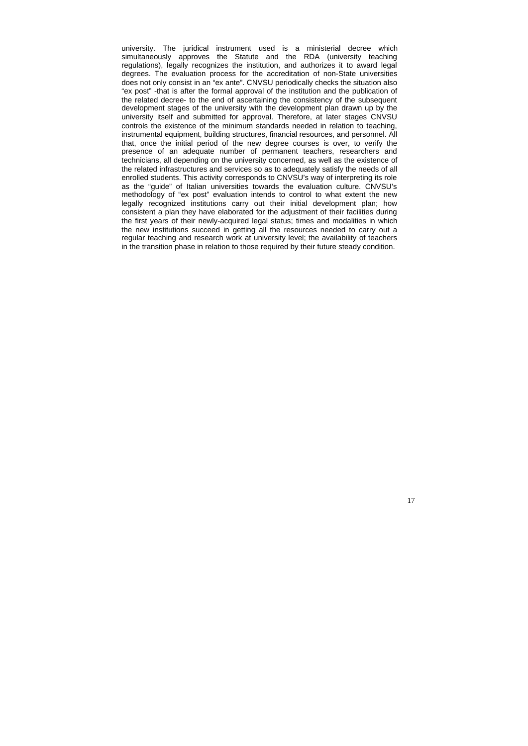university. The juridical instrument used is a ministerial decree which simultaneously approves the Statute and the RDA (university teaching regulations), legally recognizes the institution, and authorizes it to award legal degrees. The evaluation process for the accreditation of non-State universities does not only consist in an "ex ante". CNVSU periodically checks the situation also "ex post" -that is after the formal approval of the institution and the publication of the related decree- to the end of ascertaining the consistency of the subsequent development stages of the university with the development plan drawn up by the university itself and submitted for approval. Therefore, at later stages CNVSU controls the existence of the minimum standards needed in relation to teaching, instrumental equipment, building structures, financial resources, and personnel. All that, once the initial period of the new degree courses is over, to verify the presence of an adequate number of permanent teachers, researchers and technicians, all depending on the university concerned, as well as the existence of the related infrastructures and services so as to adequately satisfy the needs of all enrolled students. This activity corresponds to CNVSU's way of interpreting its role as the "guide" of Italian universities towards the evaluation culture. CNVSU's methodology of "ex post" evaluation intends to control to what extent the new legally recognized institutions carry out their initial development plan; how consistent a plan they have elaborated for the adjustment of their facilities during the first years of their newly-acquired legal status; times and modalities in which the new institutions succeed in getting all the resources needed to carry out a regular teaching and research work at university level; the availability of teachers in the transition phase in relation to those required by their future steady condition.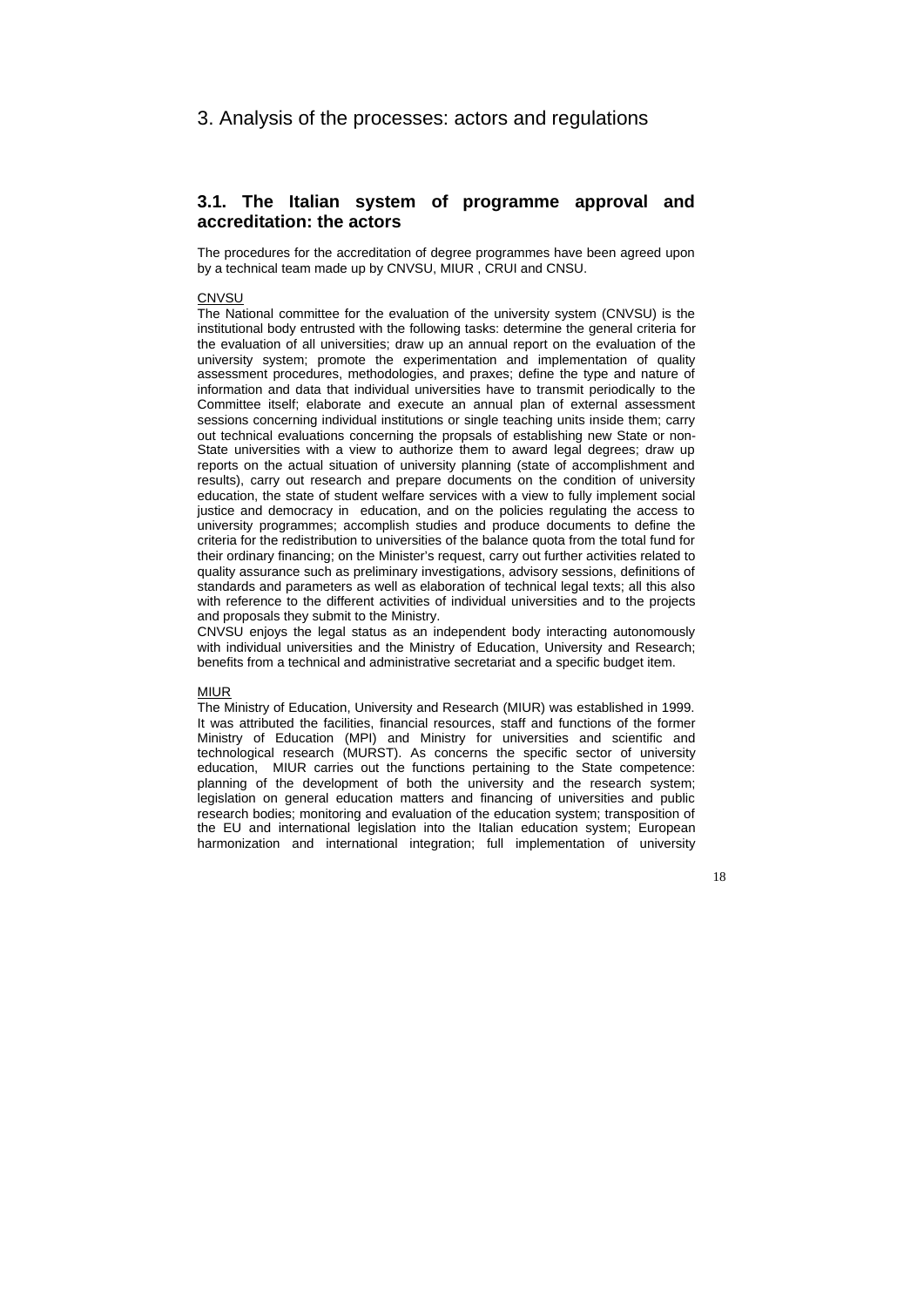# 3. Analysis of the processes: actors and regulations

## 3.1. The Italian system of programme approval and accreditation: the actors

The procedures for the accreditation of degree programmes have been agreed upon by a technical team made up by CNVSU, MIUR , CRUI and CNSU.

CNVSU

The National committee for the evaluation of the university system (CNVSU) is the institutional body entrusted with the following tasks: determine the general criteria for the evaluation of all universities; draw up an annual report on the evaluation of the university system; promote the experimentation and implementation of quality assessment procedures, methodologies, and praxes; define the type and nature of information and data that individual universities have to transmit periodically to the Committee itself; elaborate and execute an annual plan of external assessment sessions concerning individual institutions or single teaching units inside them; carry out technical evaluations concerning the propsals of establishing new State or non-State universities with a view to authorize them to award legal degrees; draw up reports on the actual situation of university planning (state of accomplishment and results), carry out research and prepare documents on the condition of university education, the state of student welfare services with a view to fully implement social justice and democracy in education, and on the policies regulating the access to university programmes; accomplish studies and produce documents to define the criteria for the redistribution to universities of the balance quota from the total fund for their ordinary financing; on the Minister's request, carry out further activities related to quality assurance such as preliminary investigations, advisory sessions, definitions of standards and parameters as well as elaboration of technical legal texts; all this also with reference to the different activities of individual universities and to the projects and proposals they submit to the Ministry.

CNVSU enjoys the legal status as an independent body interacting autonomously with individual universities and the Ministry of Education, University and Research; benefits from a technical and administrative secretariat and a specific budget item.

MIUR

The Ministry of Education, University and Research (MIUR) was established in 1999. It was attributed the facilities, financial resources, staff and functions of the former Ministry of Education (MPI) and Ministry for universities and scientific and technological research (MURST). As concerns the specific sector of university education, MIUR carries out the functions pertaining to the State competence: planning of the development of both the university and the research system; legislation on general education matters and financing of universities and public research bodies; monitoring and evaluation of the education system; transposition of the EU and international legislation into the Italian education system; European harmonization and international integration; full implementation of university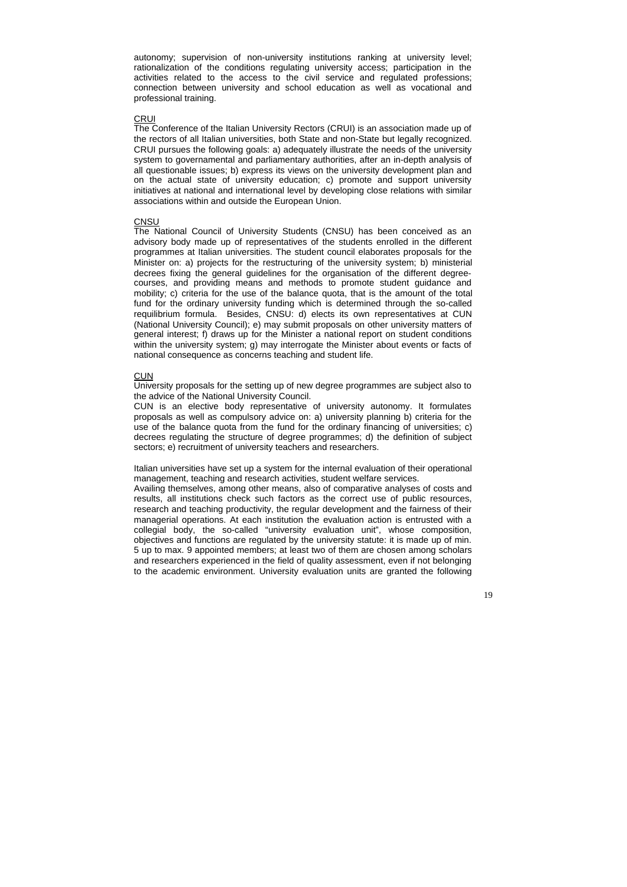autonomy; supervision of non-university institutions ranking at university level; rationalization of the conditions regulating university access; participation in the activities related to the access to the civil service and regulated professions; connection between university and school education as well as vocational and professional training.

<u>CRUI</u>

The Conference of the Italian University Rectors (CRUI) is an association made up of the rectors of all Italian universities, both State and non-State but legally recognized. CRUI pursues the following goals: a) adequately illustrate the needs of the university system to governamental and parliamentary authorities, after an in-depth analysis of all questionable issues; b) express its views on the university development plan and on the actual state of university education; c) promote and support university initiatives at national and international level by developing close relations with similar associations within and outside the European Union.

<u>CNSU</u>

The National Council of University Students (CNSU) has been conceived as an advisory body made up of representatives of the students enrolled in the different programmes at Italian universities. The student council elaborates proposals for the Minister on: a) projects for the restructuring of the university system; b) ministerial decrees fixing the general guidelines for the organisation of the different degree-courses, and providing means and methods to promote student guidance and mobility; c) criteria for the use of the balance quota, that is the amount of the total fund for the ordinary university funding which is determined through the so-called requilibrium formula. Besides, CNSU: d) elects its own representatives at CUN (National University Council); e) may submit proposals on other university matters of general interest; f) draws up for the Minister a national report on student conditions within the university system; g) may interrogate the Minister about events or facts of national consequence as concerns teaching and student life.

<u>CUN</u>

University proposals for the setting up of new degree programmes are subject also to the advice of the National University Council.

CUN is an elective body representative of university autonomy. It formulates proposals as well as compulsory advice on: a) university planning b) criteria for the use of the balance quota from the fund for the ordinary financing of universities; c) decrees regulating the structure of degree programmes; d) the definition of subject sectors; e) recruitment of university teachers and researchers.

Italian universities have set up a system for the internal evaluation of their operational management, teaching and research activities, student welfare services.

Availing themselves, among other means, also of comparative analyses of costs and results, all institutions check such factors as the correct use of public resources, research and teaching productivity, the regular development and the fairness of their managerial operations. At each institution the evaluation action is entrusted with a collegial body, the so-called "university evaluation unit", whose composition, objectives and functions are regulated by the university statute: it is made up of min. 5 up to max. 9 appointed members; at least two of them are chosen among scholars and researchers experienced in the field of quality assessment, even if not belonging to the academic environment. University evaluation units are granted the following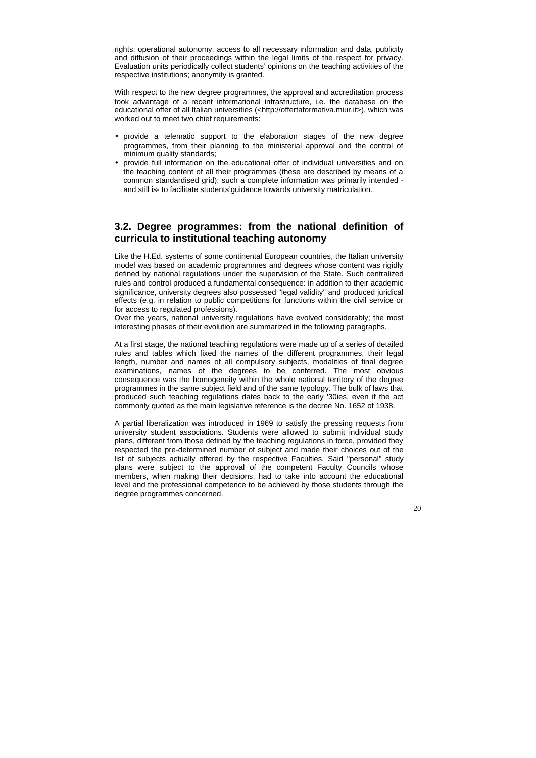rights: operational autonomy, access to all necessary information and data, publicity and diffusion of their proceedings within the legal limits of the respect for privacy. Evaluation units periodically collect students' opinions on the teaching activities of the respective institutions; anonymity is granted.

With respect to the new degree programmes, the approval and accreditation process took advantage of a recent informational infrastructure, i.e. the database on the educational offer of all Italian universities (<http://offertaformativa.miur.it>), which was worked out to meet two chief requirements:

- provide a telematic support to the elaboration stages of the new degree programmes, from their planning to the ministerial approval and the control of minimum quality standards;
- provide full information on the educational offer of individual universities and on the teaching content of all their programmes (these are described by means of a common standardised grid); such a complete information was primarily intended - and still is- to facilitate students'guidance towards university matriculation.

## 3.2. Degree programmes: from the national definition of curricula to institutional teaching autonomy

Like the H.Ed. systems of some continental European countries, the Italian university model was based on academic programmes and degrees whose content was rigidly defined by national regulations under the supervision of the State. Such centralized rules and control produced a fundamental consequence: in addition to their academic significance, university degrees also possessed "legal validity" and produced juridical effects (e.g. in relation to public competitions for functions within the civil service or for access to regulated professions).
Over the years, national university regulations have evolved considerably; the most interesting phases of their evolution are summarized in the following paragraphs.

At a first stage, the national teaching regulations were made up of a series of detailed rules and tables which fixed the names of the different programmes, their legal length, number and names of all compulsory subjects, modalities of final degree examinations, names of the degrees to be conferred. The most obvious consequence was the homogeneity within the whole national territory of the degree programmes in the same subject field and of the same typology. The bulk of laws that produced such teaching regulations dates back to the early '30ies, even if the act commonly quoted as the main legislative reference is the decree No. 1652 of 1938.

A partial liberalization was introduced in 1969 to satisfy the pressing requests from university student associations. Students were allowed to submit individual study plans, different from those defined by the teaching regulations in force, provided they respected the pre-determined number of subject and made their choices out of the list of subjects actually offered by the respective Faculties. Said "personal" study plans were subject to the approval of the competent Faculty Councils whose members, when making their decisions, had to take into account the educational level and the professional competence to be achieved by those students through the degree programmes concerned.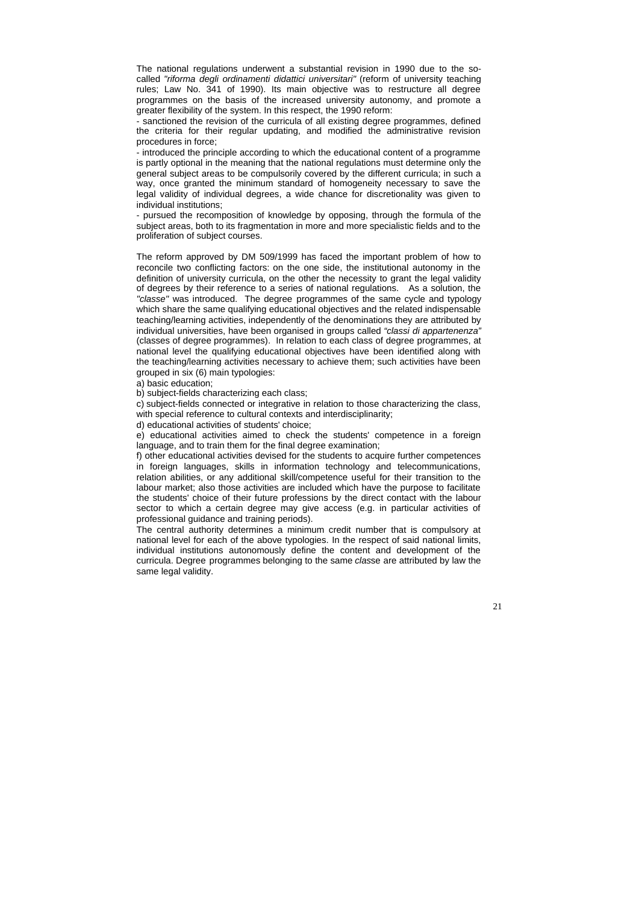The national regulations underwent a substantial revision in 1990 due to the so-called *"riforma degli ordinamenti didattici universitari"* (reform of university teaching rules; Law No. 341 of 1990). Its main objective was to restructure all degree programmes on the basis of the increased university autonomy, and promote a greater flexibility of the system. In this respect, the 1990 reform:

- sanctioned the revision of the curricula of all existing degree programmes, defined the criteria for their regular updating, and modified the administrative revision procedures in force;
- introduced the principle according to which the educational content of a programme is partly optional in the meaning that the national regulations must determine only the general subject areas to be compulsorily covered by the different curricula; in such a way, once granted the minimum standard of homogeneity necessary to save the legal validity of individual degrees, a wide chance for discretionality was given to individual institutions;
- pursued the recomposition of knowledge by opposing, through the formula of the subject areas, both to its fragmentation in more and more specialistic fields and to the proliferation of subject courses.

The reform approved by DM 509/1999 has faced the important problem of how to reconcile two conflicting factors: on the one side, the institutional autonomy in the definition of university curricula, on the other the necessity to grant the legal validity of degrees by their reference to a series of national regulations. As a solution, the *"classe"* was introduced. The degree programmes of the same cycle and typology which share the same qualifying educational objectives and the related indispensable teaching/learning activities, independently of the denominations they are attributed by individual universities, have been organised in groups called *"classi di appartenenza"* (classes of degree programmes). In relation to each class of degree programmes, at national level the qualifying educational objectives have been identified along with the teaching/learning activities necessary to achieve them; such activities have been grouped in six (6) main typologies:

a) basic education;

b) subject-fields characterizing each class;

c) subject-fields connected or integrative in relation to those characterizing the class, with special reference to cultural contexts and interdisciplinarity;

d) educational activities of students' choice;

e) educational activities aimed to check the students' competence in a foreign language, and to train them for the final degree examination;

f) other educational activities devised for the students to acquire further competences in foreign languages, skills in information technology and telecommunications, relation abilities, or any additional skill/competence useful for their transition to the labour market; also those activities are included which have the purpose to facilitate the students' choice of their future professions by the direct contact with the labour sector to which a certain degree may give access (e.g. in particular activities of professional guidance and training periods).

The central authority determines a minimum credit number that is compulsory at national level for each of the above typologies. In the respect of said national limits, individual institutions autonomously define the content and development of the curricula. Degree programmes belonging to the same *clas*se are attributed by law the same legal validity.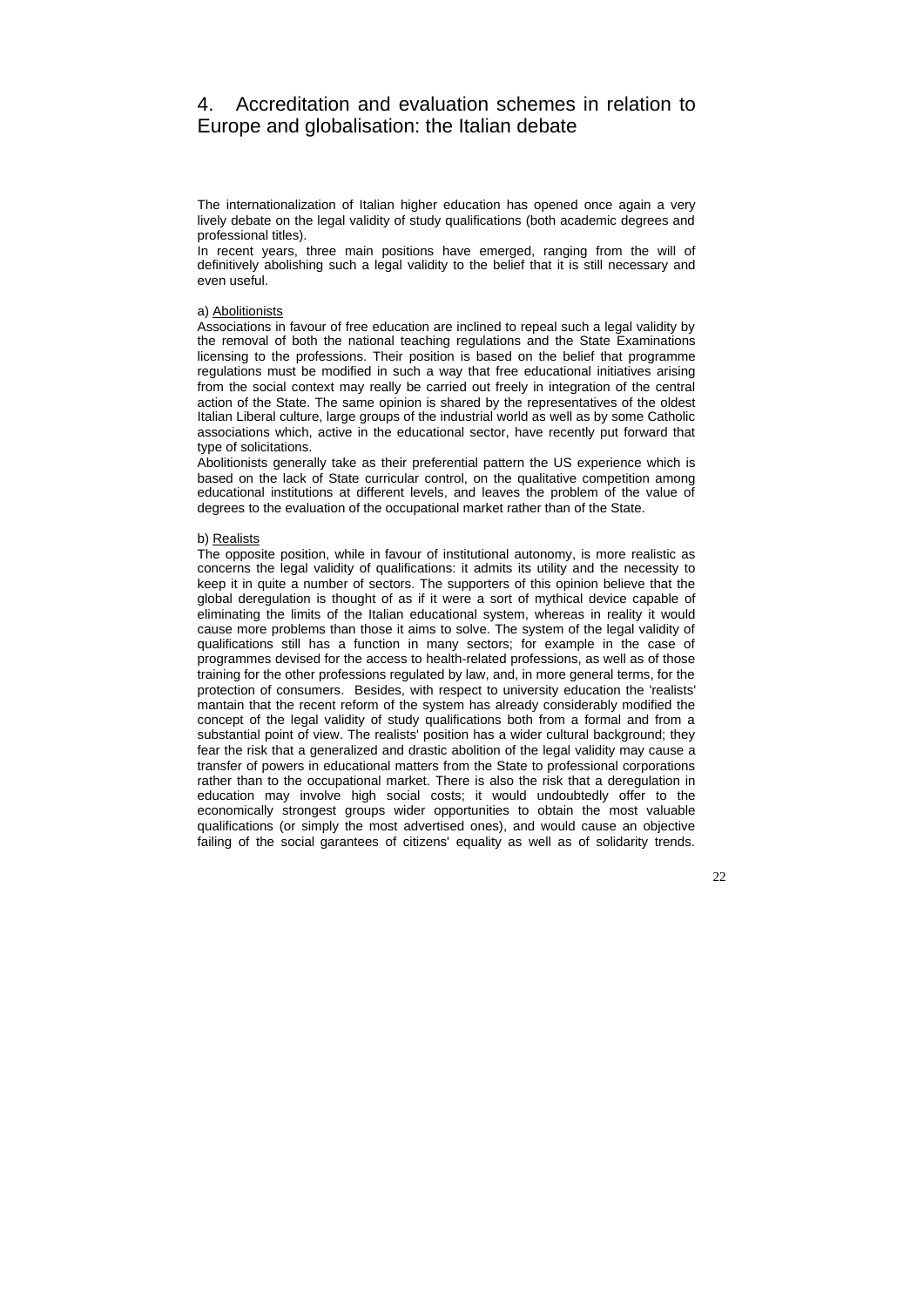# 4. Accreditation and evaluation schemes in relation to Europe and globalisation: the Italian debate

The internationalization of Italian higher education has opened once again a very lively debate on the legal validity of study qualifications (both academic degrees and professional titles).

In recent years, three main positions have emerged, ranging from the will of definitively abolishing such a legal validity to the belief that it is still necessary and even useful.

a) Abolitionists

Associations in favour of free education are inclined to repeal such a legal validity by the removal of both the national teaching regulations and the State Examinations licensing to the professions. Their position is based on the belief that programme regulations must be modified in such a way that free educational initiatives arising from the social context may really be carried out freely in integration of the central action of the State. The same opinion is shared by the representatives of the oldest Italian Liberal culture, large groups of the industrial world as well as by some Catholic associations which, active in the educational sector, have recently put forward that type of solicitations.

Abolitionists generally take as their preferential pattern the US experience which is based on the lack of State curricular control, on the qualitative competition among educational institutions at different levels, and leaves the problem of the value of degrees to the evaluation of the occupational market rather than of the State.

b) Realists

The opposite position, while in favour of institutional autonomy, is more realistic as concerns the legal validity of qualifications: it admits its utility and the necessity to keep it in quite a number of sectors. The supporters of this opinion believe that the global deregulation is thought of as if it were a sort of mythical device capable of eliminating the limits of the Italian educational system, whereas in reality it would cause more problems than those it aims to solve. The system of the legal validity of qualifications still has a function in many sectors; for example in the case of programmes devised for the access to health-related professions, as well as of those training for the other professions regulated by law, and, in more general terms, for the protection of consumers. Besides, with respect to university education the 'realists' mantain that the recent reform of the system has already considerably modified the concept of the legal validity of study qualifications both from a formal and from a substantial point of view. The realists' position has a wider cultural background; they fear the risk that a generalized and drastic abolition of the legal validity may cause a transfer of powers in educational matters from the State to professional corporations rather than to the occupational market. There is also the risk that a deregulation in education may involve high social costs; it would undoubtedly offer to the economically strongest groups wider opportunities to obtain the most valuable qualifications (or simply the most advertised ones), and would cause an objective failing of the social garantees of citizens' equality as well as of solidarity trends.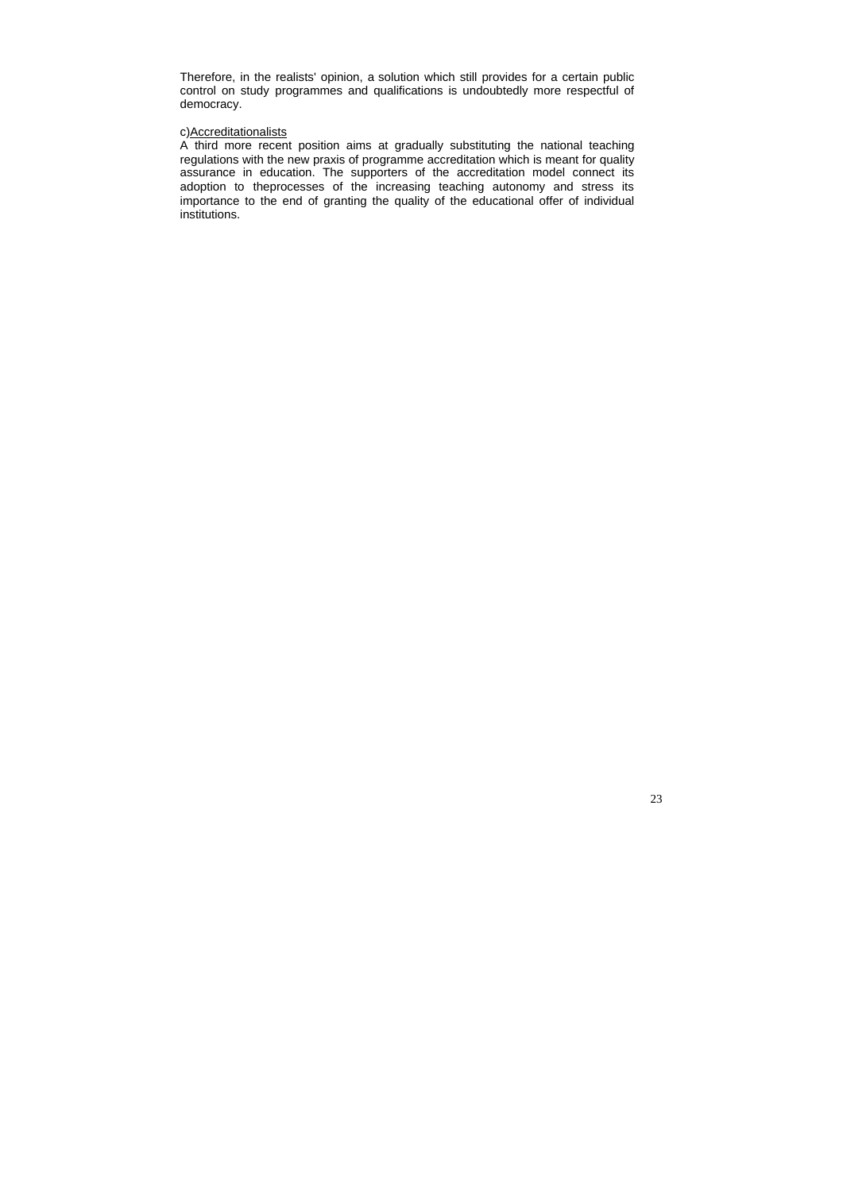Therefore, in the realists' opinion, a solution which still provides for a certain public control on study programmes and qualifications is undoubtedly more respectful of democracy.

c)<u>Accreditationalists</u>

A third more recent position aims at gradually substituting the national teaching regulations with the new praxis of programme accreditation which is meant for quality assurance in education. The supporters of the accreditation model connect its adoption to theprocesses of the increasing teaching autonomy and stress its importance to the end of granting the quality of the educational offer of individual institutions.